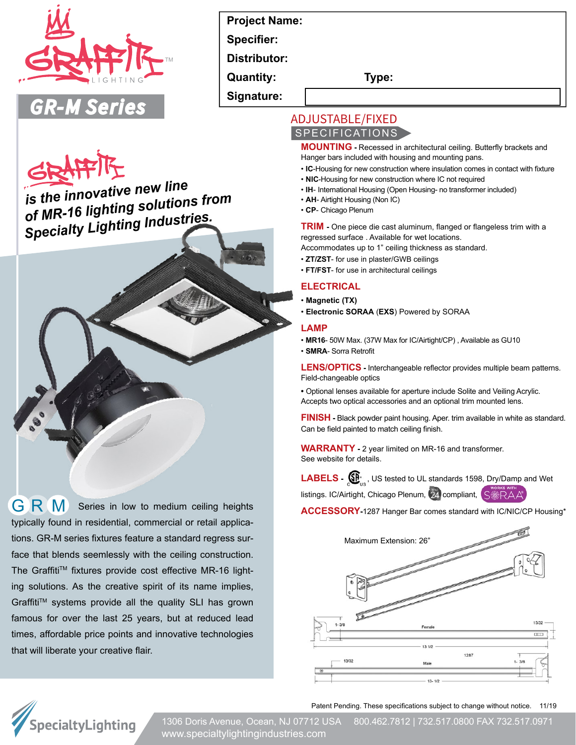GRAFFITI™ LIGHTING

# GR-M Series

| Project Name: | |
|---|---|
| Specifier: | |
| Distributor: | |
| Quantity: | Type: |
| Signature: | |

*Graffiti is the innovative new line of MR-16 lighting solutions from Specialty Lighting Industries.*

## ADJUSTABLE/FIXED SPECIFICATIONS

**MOUNTING** - Recessed in architectural ceiling. Butterfly brackets and Hanger bars included with housing and mounting pans.

- **IC**-Housing for new construction where insulation comes in contact with fixture
- **NIC**-Housing for new construction where IC not required
- **IH**- International Housing (Open Housing- no transformer included)
- **AH**- Airtight Housing (Non IC)
- **CP**- Chicago Plenum

**TRIM** - One piece die cast aluminum, flanged or flangeless trim with a regressed surface . Available for wet locations.
Accommodates up to 1" ceiling thickness as standard.

- **ZT/ZST**- for use in plaster/GWB ceilings
- **FT/FST**- for use in architectural ceilings

**ELECTRICAL**

- **Magnetic (TX)**
- **Electronic SORAA** (**EXS**) Powered by SORAA

**LAMP**

- **MR16**- 50W Max. (37W Max for IC/Airtight/CP) , Available as GU10
- **SMRA**- Sorra Retrofit

**LENS/OPTICS** - Interchangeable reflector provides multiple beam patterns. Field-changeable optics

- Optional lenses available for aperture include Solite and Veiling Acrylic. Accepts two optical accessories and an optional trim mounted lens.

**FINISH** - Black powder paint housing. Aper. trim available in white as standard. Can be field painted to match ceiling finish.

**WARRANTY** - 2 year limited on MR-16 and transformer. See website for details.

**LABELS** - CSA US, US tested to UL standards 1598, Dry/Damp and Wet listings. IC/Airtight, Chicago Plenum, Title 24 compliant, Works with SORAA

**ACCESSORY**-1287 Hanger Bar comes standard with IC/NIC/CP Housing*

Maximum Extension: 26"

1- 3/8 · Female · 15/32 · 13 1/2 · 1287 · 13/32 · Male · 1- 3/8 · 13- 1/2

**GRM** Series in low to medium ceiling heights typically found in residential, commercial or retail applications. GR-M series fixtures feature a standard regress surface that blends seemlessly with the ceiling construction. The Graffiti™ fixtures provide cost effective MR-16 lighting solutions. As the creative spirit of its name implies, Graffiti™ systems provide all the quality SLI has grown famous for over the last 25 years, but at reduced lead times, affordable price points and innovative technologies that will liberate your creative flair.

Patent Pending. These specifications subject to change without notice. 11/19

SpecialtyLighting
1306 Doris Avenue, Ocean, NJ 07712 USA 800.462.7812 | 732.517.0800 FAX 732.517.0971
www.specialtylightingindustries.com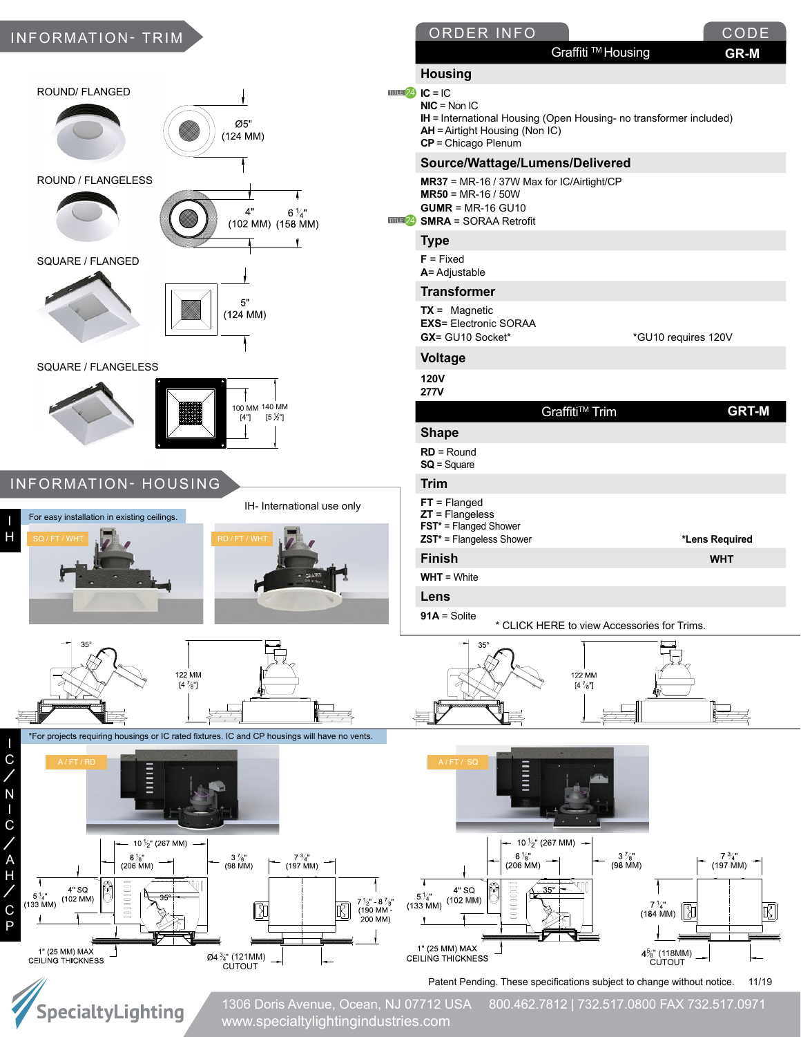## INFORMATION- TRIM

ROUND/ FLANGED

Ø5"
(124 MM)

ROUND / FLANGELESS

4" (102 MM) 6 1/4" (158 MM)

SQUARE / FLANGED

5"
(124 MM)

SQUARE / FLANGELESS

100 MM [4"] 140 MM [5 1/2"]

## INFORMATION- HOUSING

### IH

For easy installation in existing ceilings.

IH- International use only

SQ / FT / WHT

RD / FT / WHT

35°

122 MM [4 7/8"]

35°

122 MM [4 7/8"]

### IC / NIC / AH / CP

*For projects requiring housings or IC rated fixtures. IC and CP housings will have no vents.

A / FT / RD

10 1/2" (267 MM)
8 1/8" (206 MM)
3 7/8" (98 MM)
7 3/4" (197 MM)
5 1/4" (133 MM)
4" SQ (102 MM)
35°
7 1/2" - 8 7/8" (190 MM - 200 MM)
1" (25 MM) MAX CEILING THICKNESS
Ø4 3/4" (121MM) CUTOUT

A / FT / SQ

10 1/2" (267 MM)
8 1/8" (206 MM)
3 7/8" (98 MM)
7 3/4" (197 MM)
5 1/4" (133 MM)
4" SQ (102 MM)
35°
7 1/4" (184 MM)
1" (25 MM) MAX CEILING THICKNESS
4 5/8" (118MM) CUTOUT

## ORDER INFO — CODE

### Graffiti TM Housing — GR-M

**Housing**

- TITLE 24 **IC** = IC
- **NIC** = Non IC
- **IH** = International Housing (Open Housing- no transformer included)
- **AH** = Airtight Housing (Non IC)
- **CP** = Chicago Plenum

**Source/Wattage/Lumens/Delivered**

- **MR37** = MR-16 / 37W Max for IC/Airtight/CP
- **MR50** = MR-16 / 50W
- **GUMR** = MR-16 GU10
- TITLE 24 **SMRA** = SORAA Retrofit

**Type**

- **F** = Fixed
- **A**= Adjustable

**Transformer**

- **TX** = Magnetic
- **EXS**= Electronic SORAA
- **GX**= GU10 Socket* — *GU10 requires 120V

**Voltage**

- **120V**
- **277V**

### GraffitiTM Trim — GRT-M

**Shape**

- **RD** = Round
- **SQ** = Square

**Trim**

- **FT** = Flanged
- **ZT** = Flangeless
- **FST*** = Flanged Shower
- **ZST*** = Flangeless Shower

*Lens Required

**Finish** — WHT

- **WHT** = White

**Lens**

- **91A** = Solite

* CLICK HERE to view Accessories for Trims.

Patent Pending. These specifications subject to change without notice. 11/19

SpecialtyLighting

1306 Doris Avenue, Ocean, NJ 07712 USA 800.462.7812 | 732.517.0800 FAX 732.517.0971
www.specialtylightingindustries.com